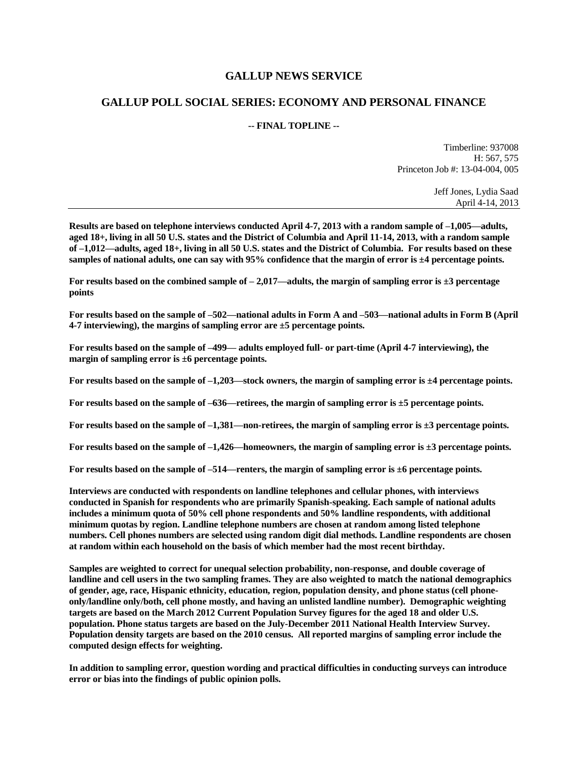# GALLUP NEWS SERVICE

## GALLUP POLL SOCIAL SERIES: ECONOMY AND PERSONAL FINANCE

**-- FINAL TOPLINE --**

Timberline: 937008
H: 567, 575
Princeton Job #: 13-04-004, 005

Jeff Jones, Lydia Saad
April 4-14, 2013

---

**Results are based on telephone interviews conducted April 4-7, 2013 with a random sample of –1,005—adults, aged 18+, living in all 50 U.S. states and the District of Columbia and April 11-14, 2013, with a random sample of –1,012—adults, aged 18+, living in all 50 U.S. states and the District of Columbia. For results based on these samples of national adults, one can say with 95% confidence that the margin of error is ±4 percentage points.**

**For results based on the combined sample of – 2,017—adults, the margin of sampling error is ±3 percentage points**

**For results based on the sample of –502—national adults in Form A and –503—national adults in Form B (April 4-7 interviewing), the margins of sampling error are ±5 percentage points.**

**For results based on the sample of –499— adults employed full- or part-time (April 4-7 interviewing), the margin of sampling error is ±6 percentage points.**

**For results based on the sample of –1,203—stock owners, the margin of sampling error is ±4 percentage points.**

**For results based on the sample of –636—retirees, the margin of sampling error is ±5 percentage points.**

**For results based on the sample of –1,381—non-retirees, the margin of sampling error is ±3 percentage points.**

**For results based on the sample of –1,426—homeowners, the margin of sampling error is ±3 percentage points.**

**For results based on the sample of –514—renters, the margin of sampling error is ±6 percentage points.**

**Interviews are conducted with respondents on landline telephones and cellular phones, with interviews conducted in Spanish for respondents who are primarily Spanish-speaking. Each sample of national adults includes a minimum quota of 50% cell phone respondents and 50% landline respondents, with additional minimum quotas by region. Landline telephone numbers are chosen at random among listed telephone numbers. Cell phones numbers are selected using random digit dial methods. Landline respondents are chosen at random within each household on the basis of which member had the most recent birthday.**

**Samples are weighted to correct for unequal selection probability, non-response, and double coverage of landline and cell users in the two sampling frames. They are also weighted to match the national demographics of gender, age, race, Hispanic ethnicity, education, region, population density, and phone status (cell phone-only/landline only/both, cell phone mostly, and having an unlisted landline number). Demographic weighting targets are based on the March 2012 Current Population Survey figures for the aged 18 and older U.S. population. Phone status targets are based on the July-December 2011 National Health Interview Survey. Population density targets are based on the 2010 census. All reported margins of sampling error include the computed design effects for weighting.**

**In addition to sampling error, question wording and practical difficulties in conducting surveys can introduce error or bias into the findings of public opinion polls.**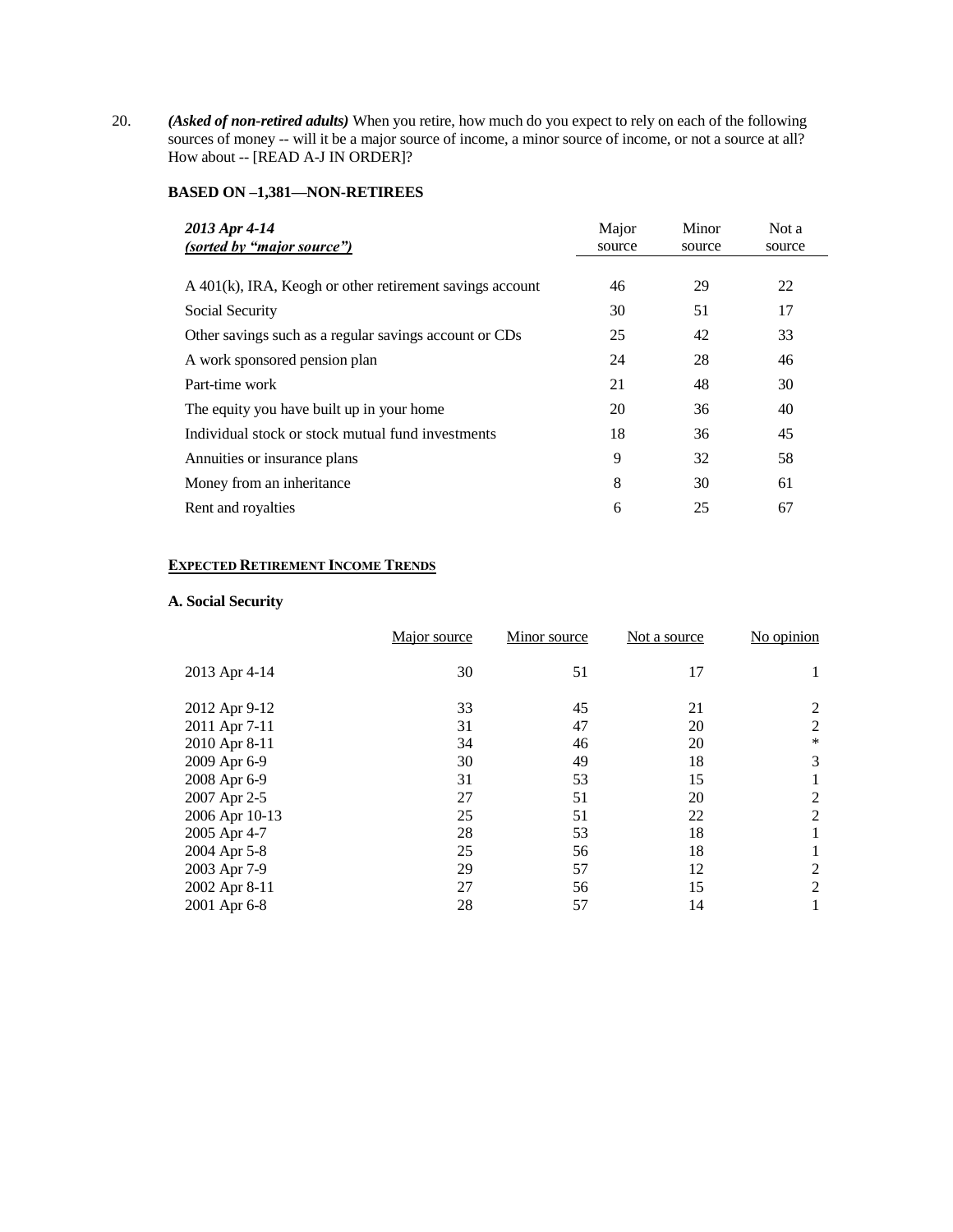20. ***(Asked of non-retired adults)*** When you retire, how much do you expect to rely on each of the following sources of money -- will it be a major source of income, a minor source of income, or not a source at all? How about -- [READ A-J IN ORDER]?

**BASED ON –1,381—NON-RETIREES**

| *2013 Apr 4-14* <br> *(sorted by "major source")* | Major source | Minor source | Not a source |
|---|---|---|---|
| A 401(k), IRA, Keogh or other retirement savings account | 46 | 29 | 22 |
| Social Security | 30 | 51 | 17 |
| Other savings such as a regular savings account or CDs | 25 | 42 | 33 |
| A work sponsored pension plan | 24 | 28 | 46 |
| Part-time work | 21 | 48 | 30 |
| The equity you have built up in your home | 20 | 36 | 40 |
| Individual stock or stock mutual fund investments | 18 | 36 | 45 |
| Annuities or insurance plans | 9 | 32 | 58 |
| Money from an inheritance | 8 | 30 | 61 |
| Rent and royalties | 6 | 25 | 67 |

**EXPECTED RETIREMENT INCOME TRENDS**

**A. Social Security**

| | Major source | Minor source | Not a source | No opinion |
|---|---|---|---|---|
| 2013 Apr 4-14 | 30 | 51 | 17 | 1 |
| 2012 Apr 9-12 | 33 | 45 | 21 | 2 |
| 2011 Apr 7-11 | 31 | 47 | 20 | 2 |
| 2010 Apr 8-11 | 34 | 46 | 20 | * |
| 2009 Apr 6-9 | 30 | 49 | 18 | 3 |
| 2008 Apr 6-9 | 31 | 53 | 15 | 1 |
| 2007 Apr 2-5 | 27 | 51 | 20 | 2 |
| 2006 Apr 10-13 | 25 | 51 | 22 | 2 |
| 2005 Apr 4-7 | 28 | 53 | 18 | 1 |
| 2004 Apr 5-8 | 25 | 56 | 18 | 1 |
| 2003 Apr 7-9 | 29 | 57 | 12 | 2 |
| 2002 Apr 8-11 | 27 | 56 | 15 | 2 |
| 2001 Apr 6-8 | 28 | 57 | 14 | 1 |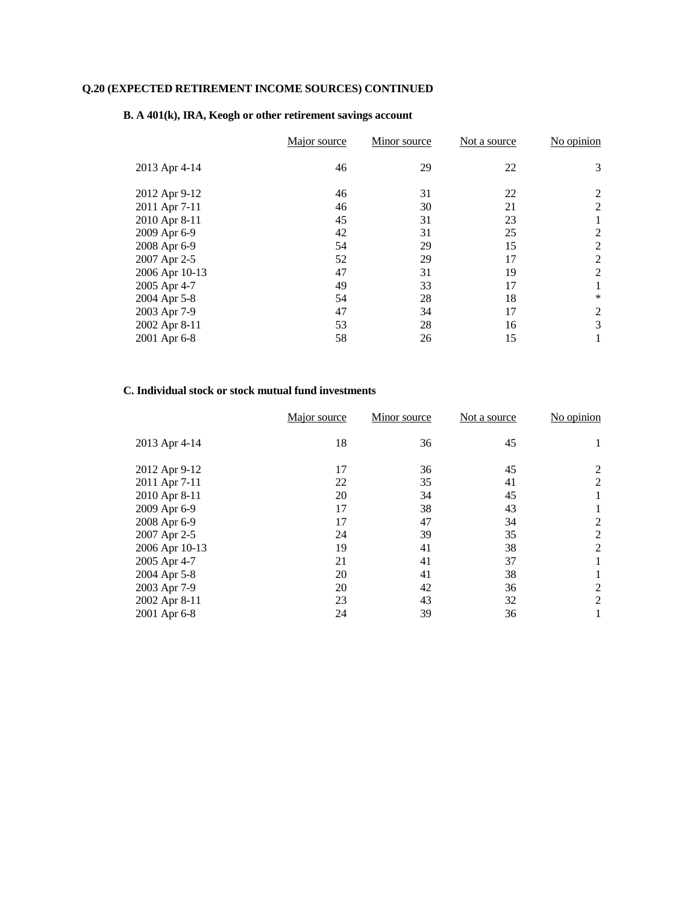**Q.20 (EXPECTED RETIREMENT INCOME SOURCES) CONTINUED**

**B. A 401(k), IRA, Keogh or other retirement savings account**

| | Major source | Minor source | Not a source | No opinion |
|---|---|---|---|---|
| 2013 Apr 4-14 | 46 | 29 | 22 | 3 |
| 2012 Apr 9-12 | 46 | 31 | 22 | 2 |
| 2011 Apr 7-11 | 46 | 30 | 21 | 2 |
| 2010 Apr 8-11 | 45 | 31 | 23 | 1 |
| 2009 Apr 6-9 | 42 | 31 | 25 | 2 |
| 2008 Apr 6-9 | 54 | 29 | 15 | 2 |
| 2007 Apr 2-5 | 52 | 29 | 17 | 2 |
| 2006 Apr 10-13 | 47 | 31 | 19 | 2 |
| 2005 Apr 4-7 | 49 | 33 | 17 | 1 |
| 2004 Apr 5-8 | 54 | 28 | 18 | * |
| 2003 Apr 7-9 | 47 | 34 | 17 | 2 |
| 2002 Apr 8-11 | 53 | 28 | 16 | 3 |
| 2001 Apr 6-8 | 58 | 26 | 15 | 1 |

**C. Individual stock or stock mutual fund investments**

| | Major source | Minor source | Not a source | No opinion |
|---|---|---|---|---|
| 2013 Apr 4-14 | 18 | 36 | 45 | 1 |
| 2012 Apr 9-12 | 17 | 36 | 45 | 2 |
| 2011 Apr 7-11 | 22 | 35 | 41 | 2 |
| 2010 Apr 8-11 | 20 | 34 | 45 | 1 |
| 2009 Apr 6-9 | 17 | 38 | 43 | 1 |
| 2008 Apr 6-9 | 17 | 47 | 34 | 2 |
| 2007 Apr 2-5 | 24 | 39 | 35 | 2 |
| 2006 Apr 10-13 | 19 | 41 | 38 | 2 |
| 2005 Apr 4-7 | 21 | 41 | 37 | 1 |
| 2004 Apr 5-8 | 20 | 41 | 38 | 1 |
| 2003 Apr 7-9 | 20 | 42 | 36 | 2 |
| 2002 Apr 8-11 | 23 | 43 | 32 | 2 |
| 2001 Apr 6-8 | 24 | 39 | 36 | 1 |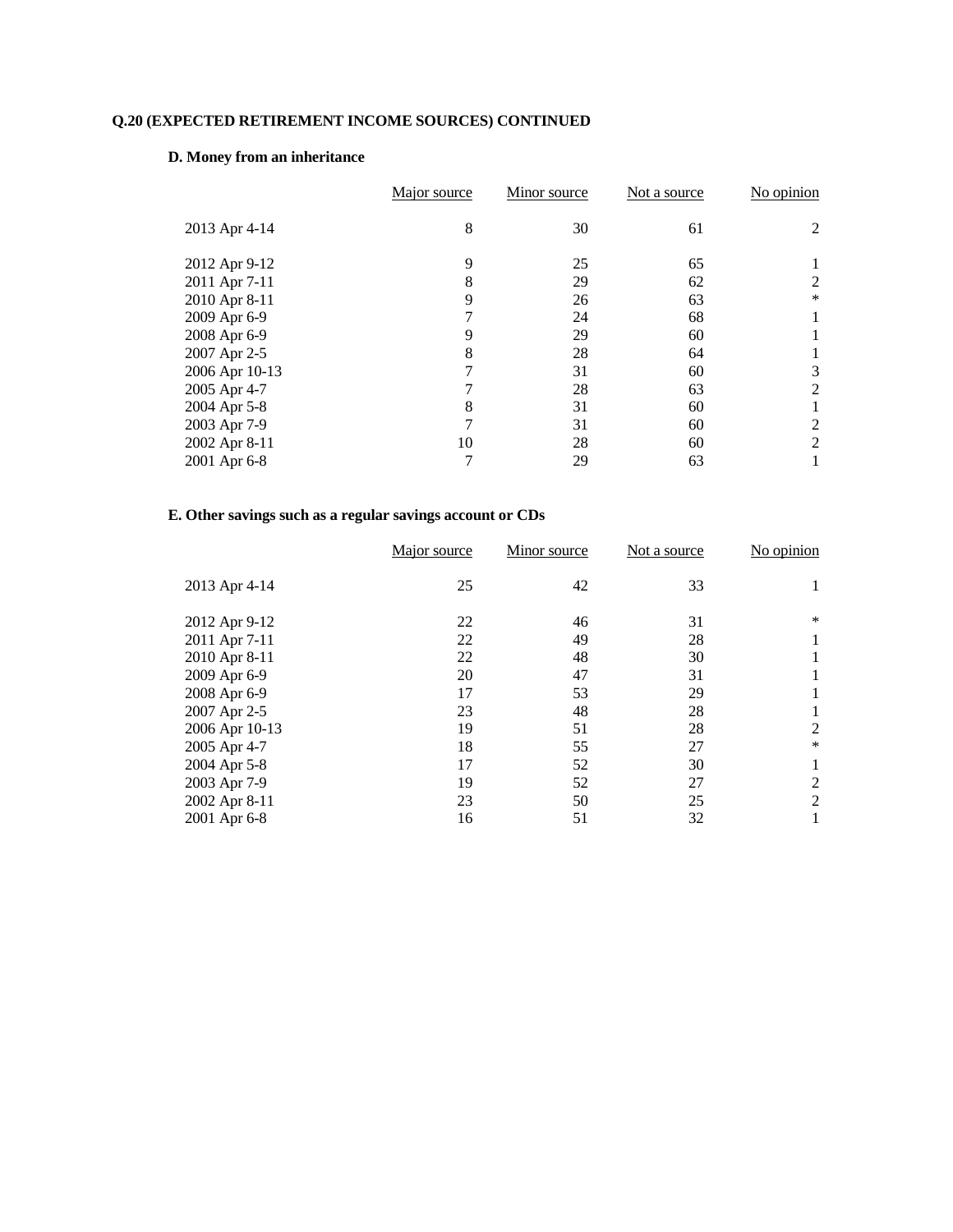**Q.20 (EXPECTED RETIREMENT INCOME SOURCES) CONTINUED**

**D. Money from an inheritance**

| | Major source | Minor source | Not a source | No opinion |
|---|---|---|---|---|
| 2013 Apr 4-14 | 8 | 30 | 61 | 2 |
| 2012 Apr 9-12 | 9 | 25 | 65 | 1 |
| 2011 Apr 7-11 | 8 | 29 | 62 | 2 |
| 2010 Apr 8-11 | 9 | 26 | 63 | * |
| 2009 Apr 6-9 | 7 | 24 | 68 | 1 |
| 2008 Apr 6-9 | 9 | 29 | 60 | 1 |
| 2007 Apr 2-5 | 8 | 28 | 64 | 1 |
| 2006 Apr 10-13 | 7 | 31 | 60 | 3 |
| 2005 Apr 4-7 | 7 | 28 | 63 | 2 |
| 2004 Apr 5-8 | 8 | 31 | 60 | 1 |
| 2003 Apr 7-9 | 7 | 31 | 60 | 2 |
| 2002 Apr 8-11 | 10 | 28 | 60 | 2 |
| 2001 Apr 6-8 | 7 | 29 | 63 | 1 |

**E. Other savings such as a regular savings account or CDs**

| | Major source | Minor source | Not a source | No opinion |
|---|---|---|---|---|
| 2013 Apr 4-14 | 25 | 42 | 33 | 1 |
| 2012 Apr 9-12 | 22 | 46 | 31 | * |
| 2011 Apr 7-11 | 22 | 49 | 28 | 1 |
| 2010 Apr 8-11 | 22 | 48 | 30 | 1 |
| 2009 Apr 6-9 | 20 | 47 | 31 | 1 |
| 2008 Apr 6-9 | 17 | 53 | 29 | 1 |
| 2007 Apr 2-5 | 23 | 48 | 28 | 1 |
| 2006 Apr 10-13 | 19 | 51 | 28 | 2 |
| 2005 Apr 4-7 | 18 | 55 | 27 | * |
| 2004 Apr 5-8 | 17 | 52 | 30 | 1 |
| 2003 Apr 7-9 | 19 | 52 | 27 | 2 |
| 2002 Apr 8-11 | 23 | 50 | 25 | 2 |
| 2001 Apr 6-8 | 16 | 51 | 32 | 1 |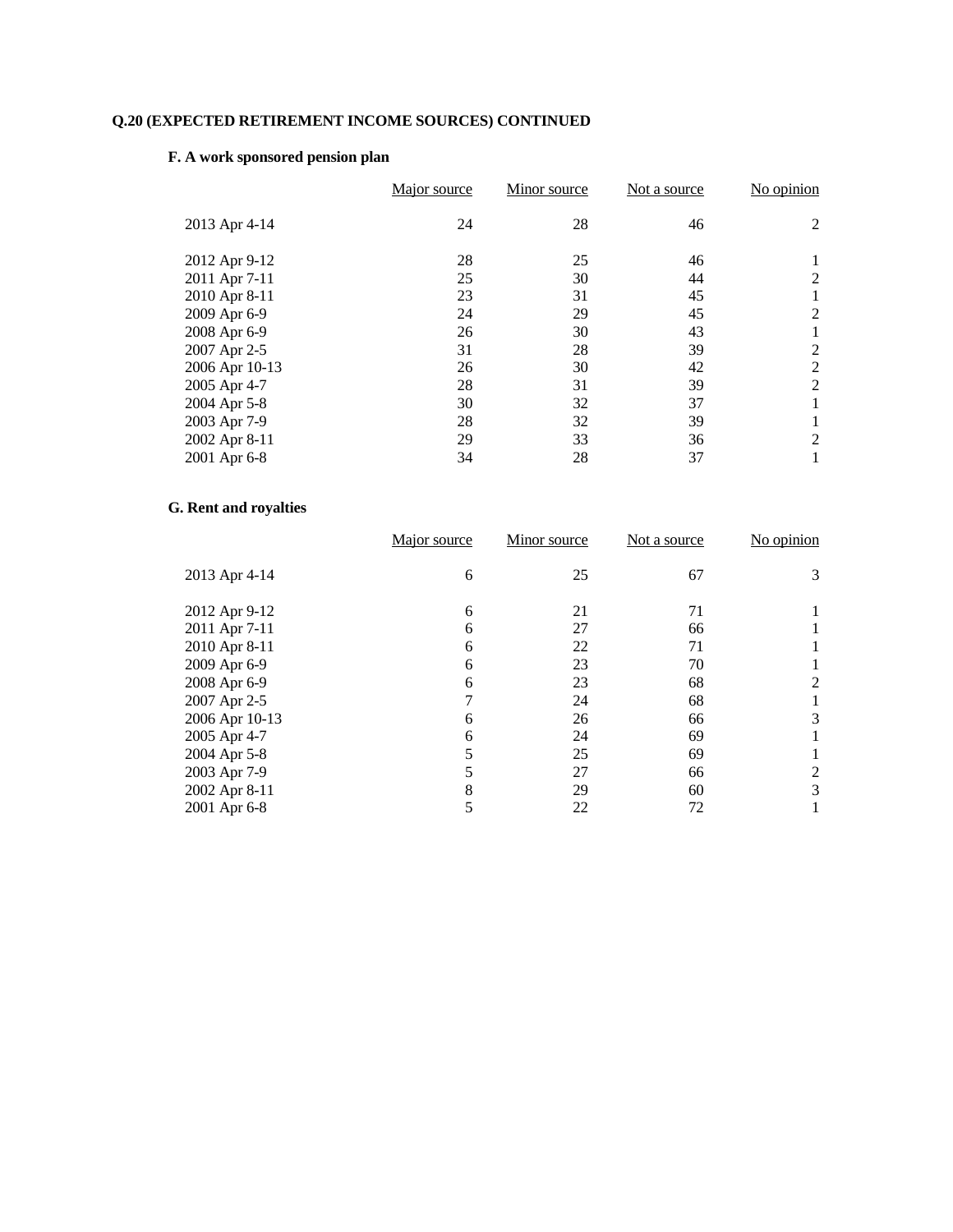**Q.20 (EXPECTED RETIREMENT INCOME SOURCES) CONTINUED**

**F. A work sponsored pension plan**

| | Major source | Minor source | Not a source | No opinion |
|---|---|---|---|---|
| 2013 Apr 4-14 | 24 | 28 | 46 | 2 |
| 2012 Apr 9-12 | 28 | 25 | 46 | 1 |
| 2011 Apr 7-11 | 25 | 30 | 44 | 2 |
| 2010 Apr 8-11 | 23 | 31 | 45 | 1 |
| 2009 Apr 6-9 | 24 | 29 | 45 | 2 |
| 2008 Apr 6-9 | 26 | 30 | 43 | 1 |
| 2007 Apr 2-5 | 31 | 28 | 39 | 2 |
| 2006 Apr 10-13 | 26 | 30 | 42 | 2 |
| 2005 Apr 4-7 | 28 | 31 | 39 | 2 |
| 2004 Apr 5-8 | 30 | 32 | 37 | 1 |
| 2003 Apr 7-9 | 28 | 32 | 39 | 1 |
| 2002 Apr 8-11 | 29 | 33 | 36 | 2 |
| 2001 Apr 6-8 | 34 | 28 | 37 | 1 |

**G. Rent and royalties**

| | Major source | Minor source | Not a source | No opinion |
|---|---|---|---|---|
| 2013 Apr 4-14 | 6 | 25 | 67 | 3 |
| 2012 Apr 9-12 | 6 | 21 | 71 | 1 |
| 2011 Apr 7-11 | 6 | 27 | 66 | 1 |
| 2010 Apr 8-11 | 6 | 22 | 71 | 1 |
| 2009 Apr 6-9 | 6 | 23 | 70 | 1 |
| 2008 Apr 6-9 | 6 | 23 | 68 | 2 |
| 2007 Apr 2-5 | 7 | 24 | 68 | 1 |
| 2006 Apr 10-13 | 6 | 26 | 66 | 3 |
| 2005 Apr 4-7 | 6 | 24 | 69 | 1 |
| 2004 Apr 5-8 | 5 | 25 | 69 | 1 |
| 2003 Apr 7-9 | 5 | 27 | 66 | 2 |
| 2002 Apr 8-11 | 8 | 29 | 60 | 3 |
| 2001 Apr 6-8 | 5 | 22 | 72 | 1 |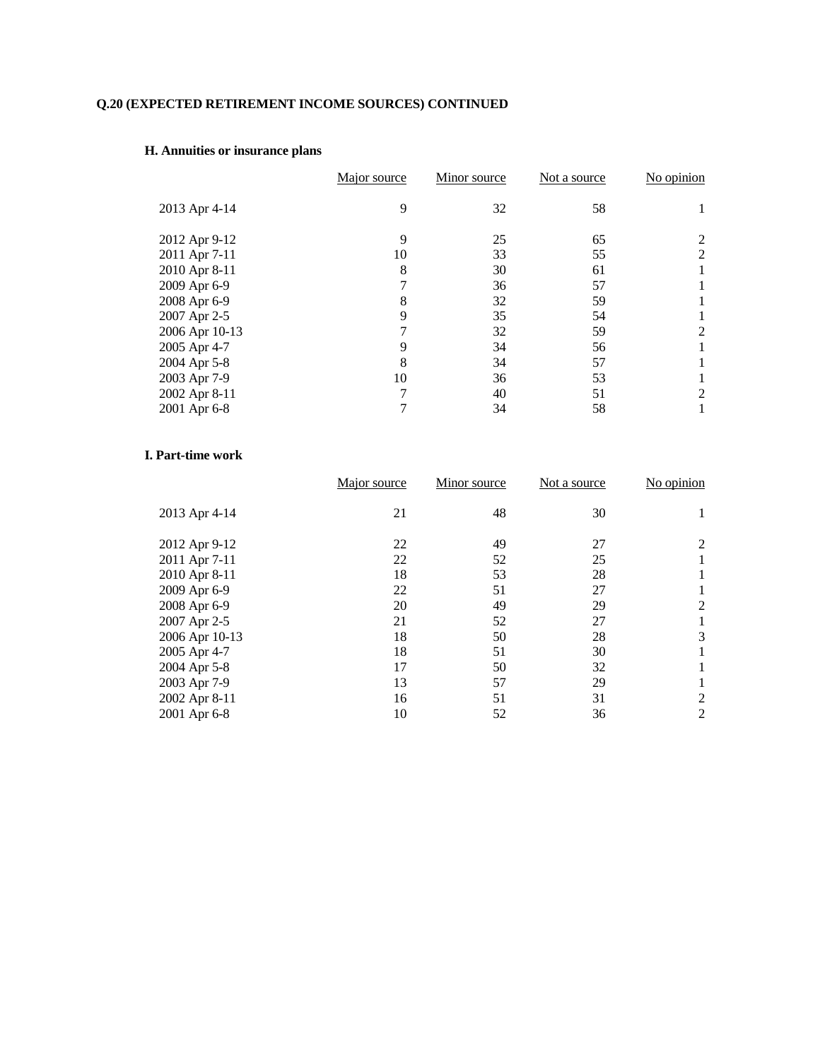**Q.20 (EXPECTED RETIREMENT INCOME SOURCES) CONTINUED**

**H. Annuities or insurance plans**

| | Major source | Minor source | Not a source | No opinion |
|---|---|---|---|---|
| 2013 Apr 4-14 | 9 | 32 | 58 | 1 |
| 2012 Apr 9-12 | 9 | 25 | 65 | 2 |
| 2011 Apr 7-11 | 10 | 33 | 55 | 2 |
| 2010 Apr 8-11 | 8 | 30 | 61 | 1 |
| 2009 Apr 6-9 | 7 | 36 | 57 | 1 |
| 2008 Apr 6-9 | 8 | 32 | 59 | 1 |
| 2007 Apr 2-5 | 9 | 35 | 54 | 1 |
| 2006 Apr 10-13 | 7 | 32 | 59 | 2 |
| 2005 Apr 4-7 | 9 | 34 | 56 | 1 |
| 2004 Apr 5-8 | 8 | 34 | 57 | 1 |
| 2003 Apr 7-9 | 10 | 36 | 53 | 1 |
| 2002 Apr 8-11 | 7 | 40 | 51 | 2 |
| 2001 Apr 6-8 | 7 | 34 | 58 | 1 |

**I. Part-time work**

| | Major source | Minor source | Not a source | No opinion |
|---|---|---|---|---|
| 2013 Apr 4-14 | 21 | 48 | 30 | 1 |
| 2012 Apr 9-12 | 22 | 49 | 27 | 2 |
| 2011 Apr 7-11 | 22 | 52 | 25 | 1 |
| 2010 Apr 8-11 | 18 | 53 | 28 | 1 |
| 2009 Apr 6-9 | 22 | 51 | 27 | 1 |
| 2008 Apr 6-9 | 20 | 49 | 29 | 2 |
| 2007 Apr 2-5 | 21 | 52 | 27 | 1 |
| 2006 Apr 10-13 | 18 | 50 | 28 | 3 |
| 2005 Apr 4-7 | 18 | 51 | 30 | 1 |
| 2004 Apr 5-8 | 17 | 50 | 32 | 1 |
| 2003 Apr 7-9 | 13 | 57 | 29 | 1 |
| 2002 Apr 8-11 | 16 | 51 | 31 | 2 |
| 2001 Apr 6-8 | 10 | 52 | 36 | 2 |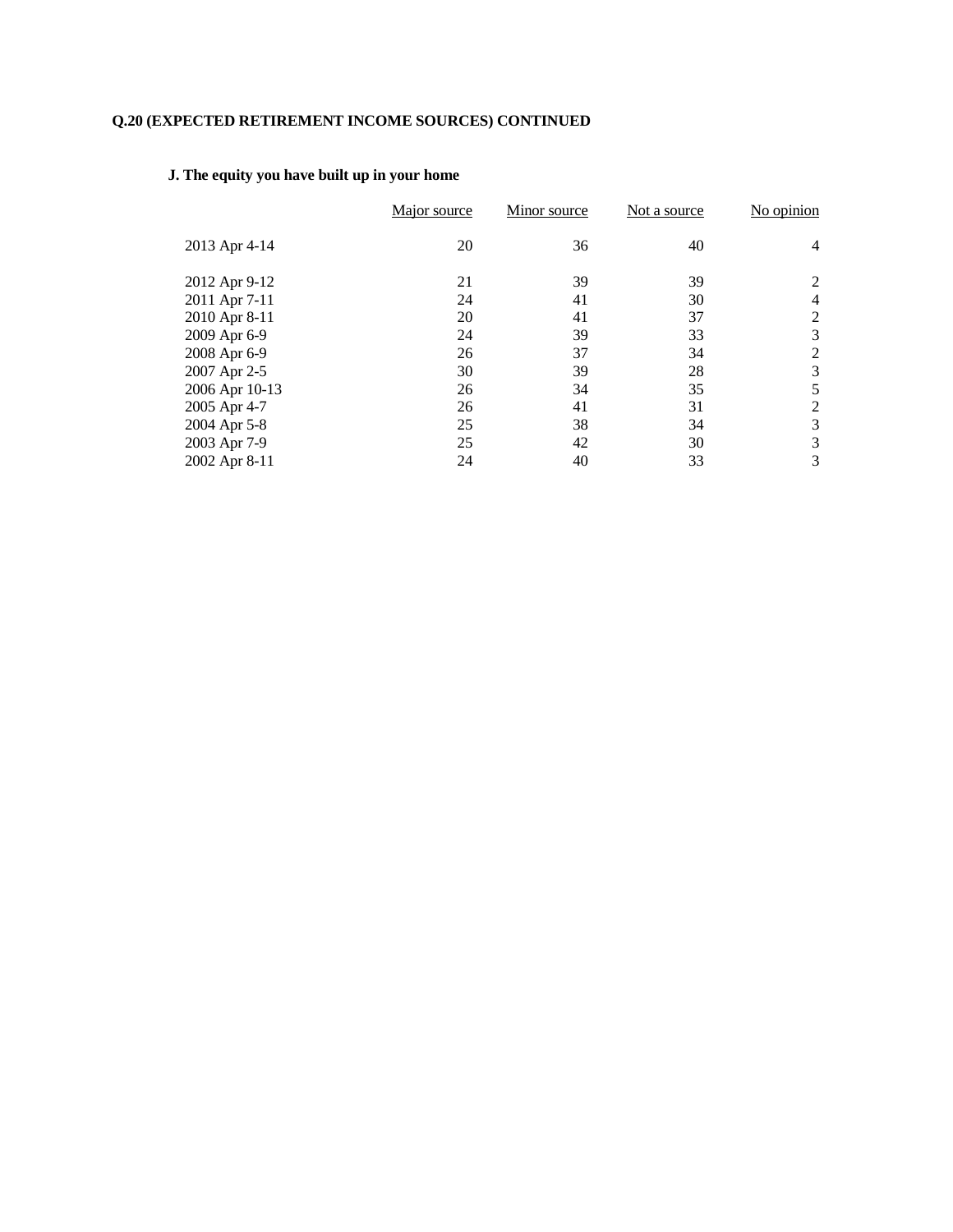**Q.20 (EXPECTED RETIREMENT INCOME SOURCES) CONTINUED**

**J. The equity you have built up in your home**

| | Major source | Minor source | Not a source | No opinion |
|---|---|---|---|---|
| 2013 Apr 4-14 | 20 | 36 | 40 | 4 |
| 2012 Apr 9-12 | 21 | 39 | 39 | 2 |
| 2011 Apr 7-11 | 24 | 41 | 30 | 4 |
| 2010 Apr 8-11 | 20 | 41 | 37 | 2 |
| 2009 Apr 6-9 | 24 | 39 | 33 | 3 |
| 2008 Apr 6-9 | 26 | 37 | 34 | 2 |
| 2007 Apr 2-5 | 30 | 39 | 28 | 3 |
| 2006 Apr 10-13 | 26 | 34 | 35 | 5 |
| 2005 Apr 4-7 | 26 | 41 | 31 | 2 |
| 2004 Apr 5-8 | 25 | 38 | 34 | 3 |
| 2003 Apr 7-9 | 25 | 42 | 30 | 3 |
| 2002 Apr 8-11 | 24 | 40 | 33 | 3 |